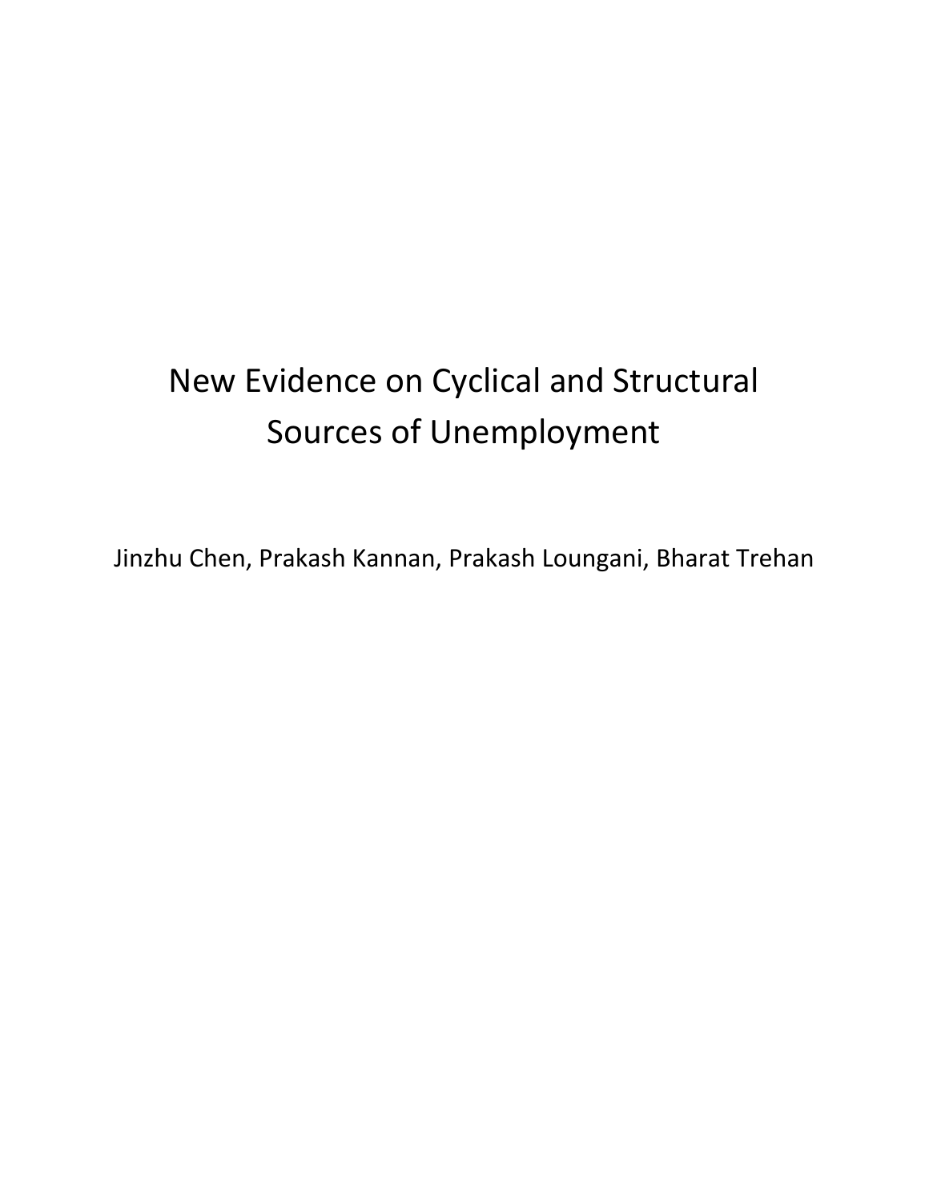# New Evidence on Cyclical and Structural Sources of Unemployment

Jinzhu Chen, Prakash Kannan, Prakash Loungani, Bharat Trehan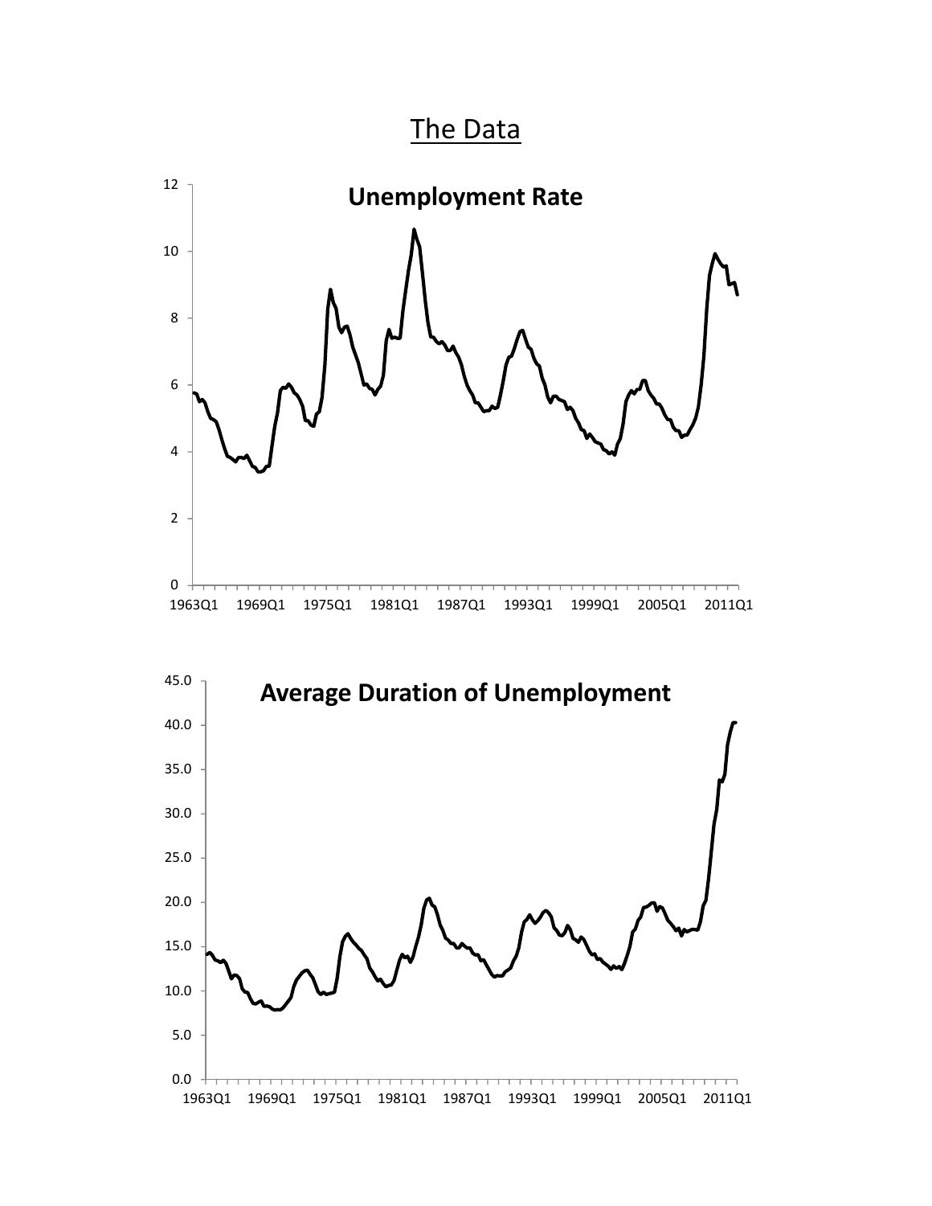# The Data

**Unemployment Rate**

**Average Duration of Unemployment**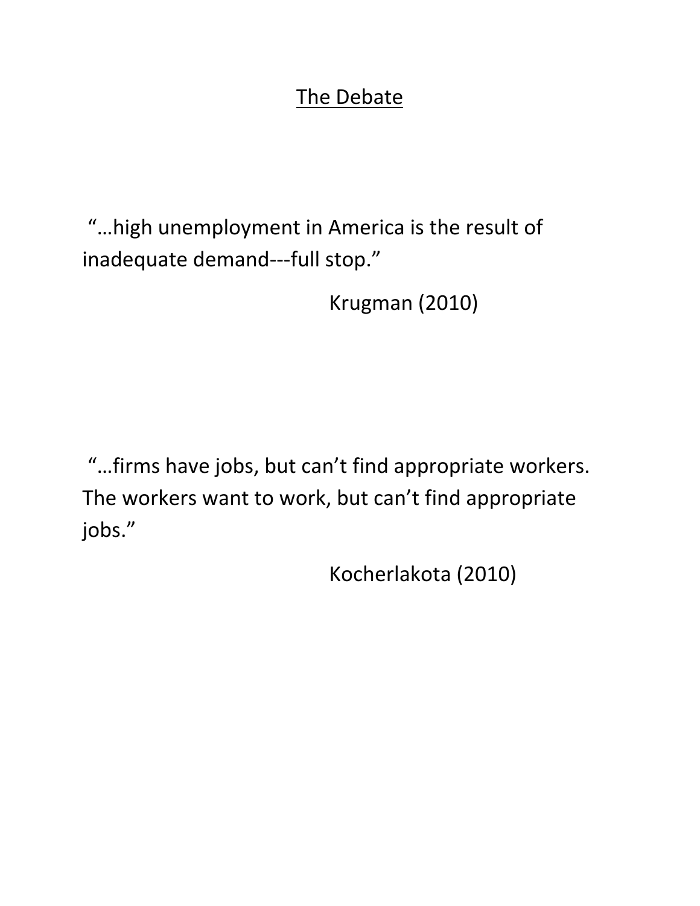# The Debate

"…high unemployment in America is the result of inadequate demand---full stop."

Krugman (2010)

"…firms have jobs, but can't find appropriate workers. The workers want to work, but can't find appropriate jobs."

Kocherlakota (2010)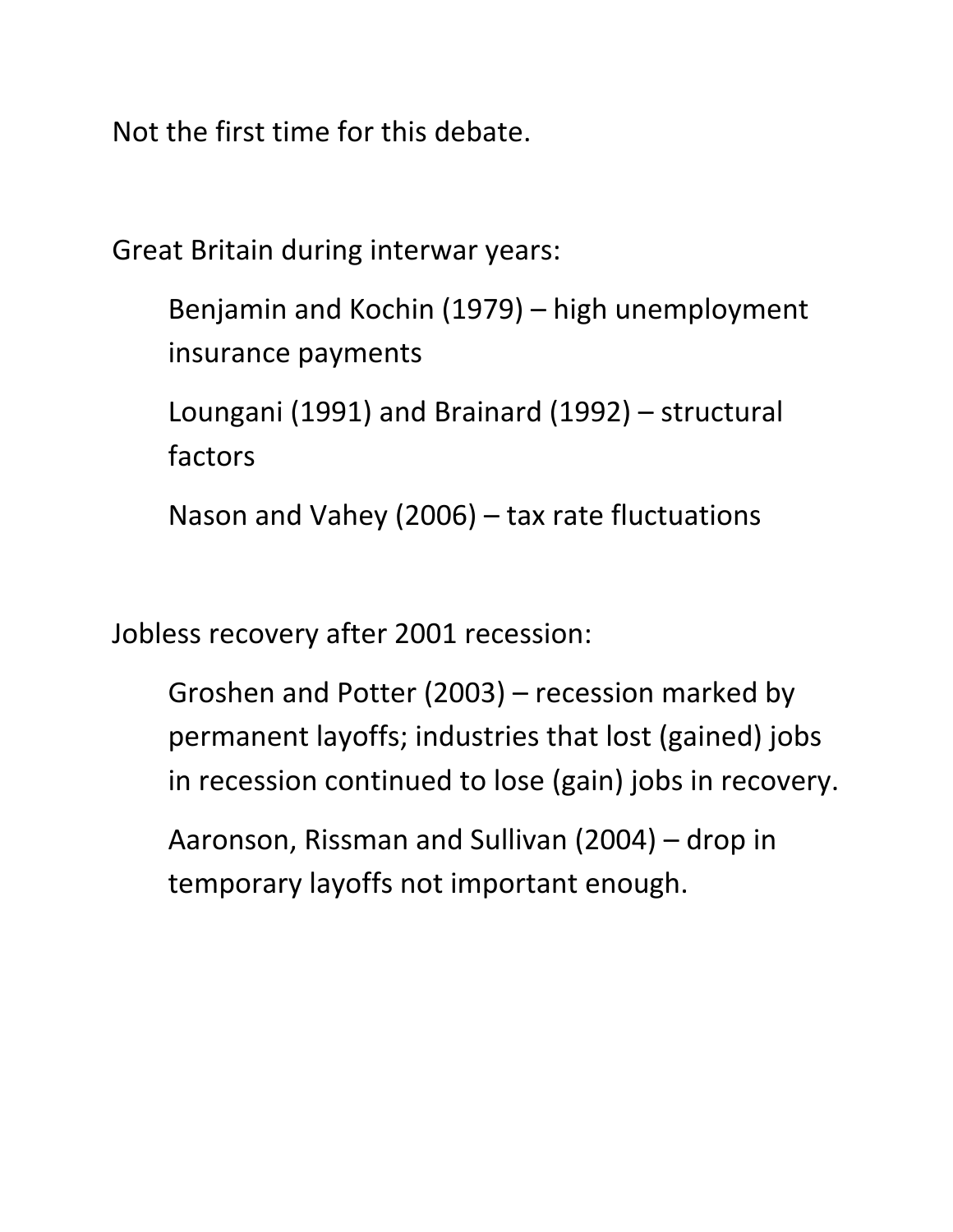Not the first time for this debate.

Great Britain during interwar years:

- Benjamin and Kochin (1979) – high unemployment insurance payments
- Loungani (1991) and Brainard (1992) – structural factors
- Nason and Vahey (2006) – tax rate fluctuations

Jobless recovery after 2001 recession:

- Groshen and Potter (2003) – recession marked by permanent layoffs; industries that lost (gained) jobs in recession continued to lose (gain) jobs in recovery.
- Aaronson, Rissman and Sullivan (2004) – drop in temporary layoffs not important enough.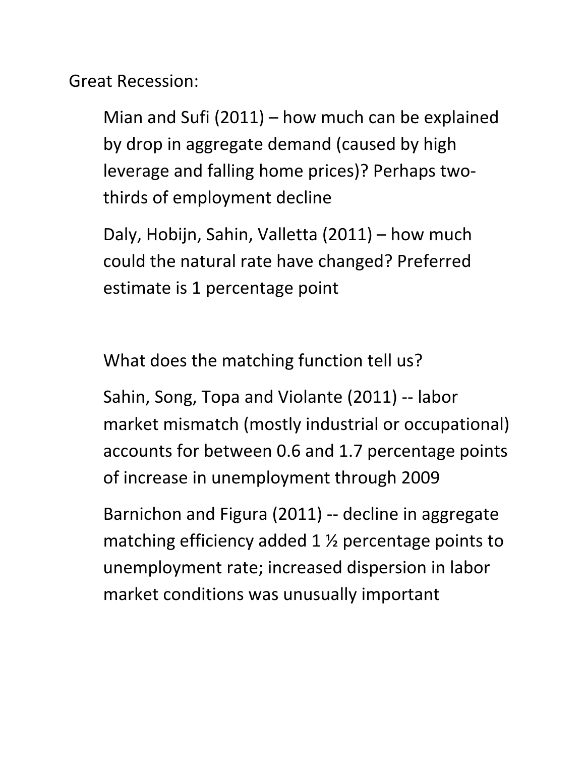Great Recession:

Mian and Sufi (2011) – how much can be explained by drop in aggregate demand (caused by high leverage and falling home prices)? Perhaps two-thirds of employment decline

Daly, Hobijn, Sahin, Valletta (2011) – how much could the natural rate have changed? Preferred estimate is 1 percentage point

What does the matching function tell us?

Sahin, Song, Topa and Violante (2011) -- labor market mismatch (mostly industrial or occupational) accounts for between 0.6 and 1.7 percentage points of increase in unemployment through 2009

Barnichon and Figura (2011) -- decline in aggregate matching efficiency added 1 ½ percentage points to unemployment rate; increased dispersion in labor market conditions was unusually important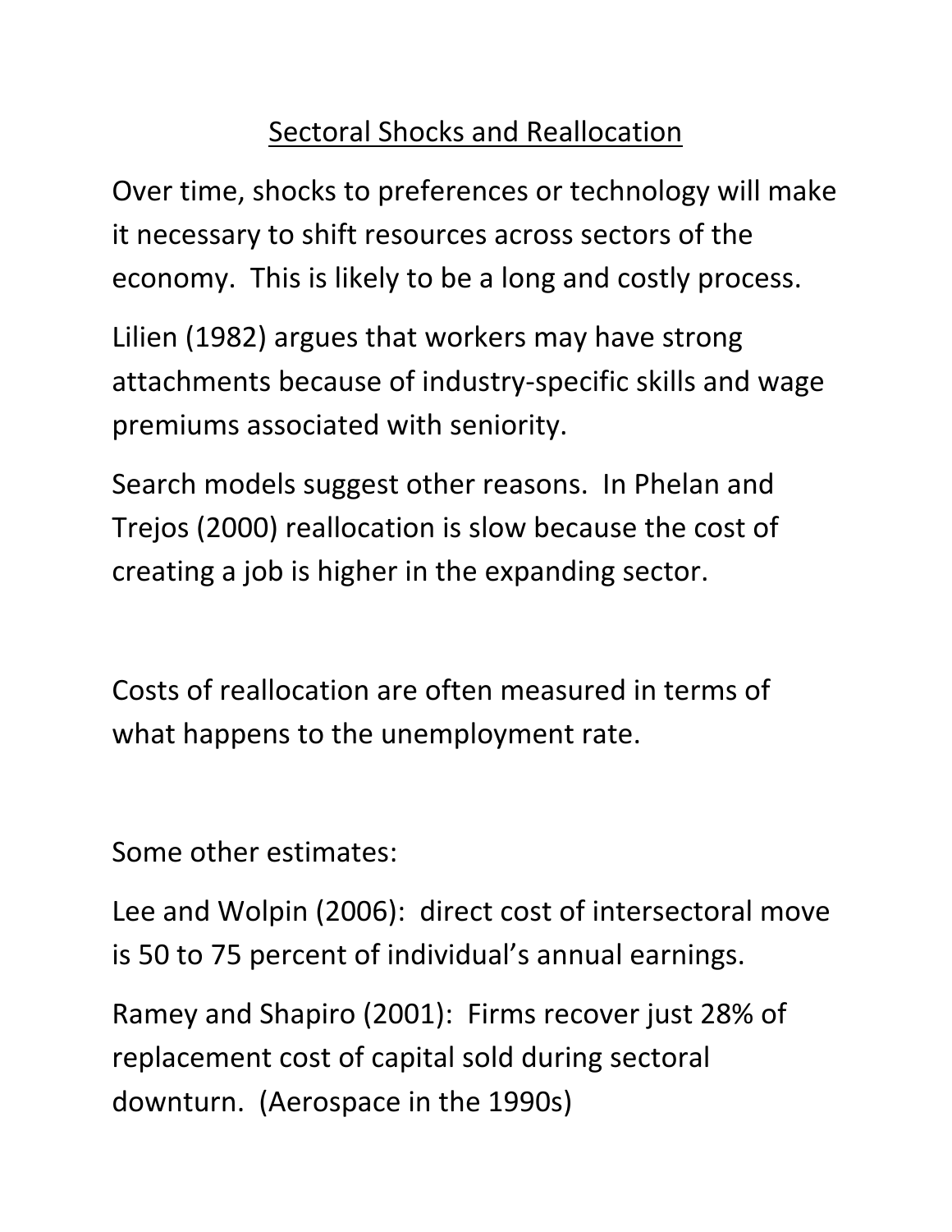# Sectoral Shocks and Reallocation

Over time, shocks to preferences or technology will make it necessary to shift resources across sectors of the economy. This is likely to be a long and costly process.

Lilien (1982) argues that workers may have strong attachments because of industry-specific skills and wage premiums associated with seniority.

Search models suggest other reasons. In Phelan and Trejos (2000) reallocation is slow because the cost of creating a job is higher in the expanding sector.

Costs of reallocation are often measured in terms of what happens to the unemployment rate.

Some other estimates:

Lee and Wolpin (2006): direct cost of intersectoral move is 50 to 75 percent of individual's annual earnings.

Ramey and Shapiro (2001): Firms recover just 28% of replacement cost of capital sold during sectoral downturn. (Aerospace in the 1990s)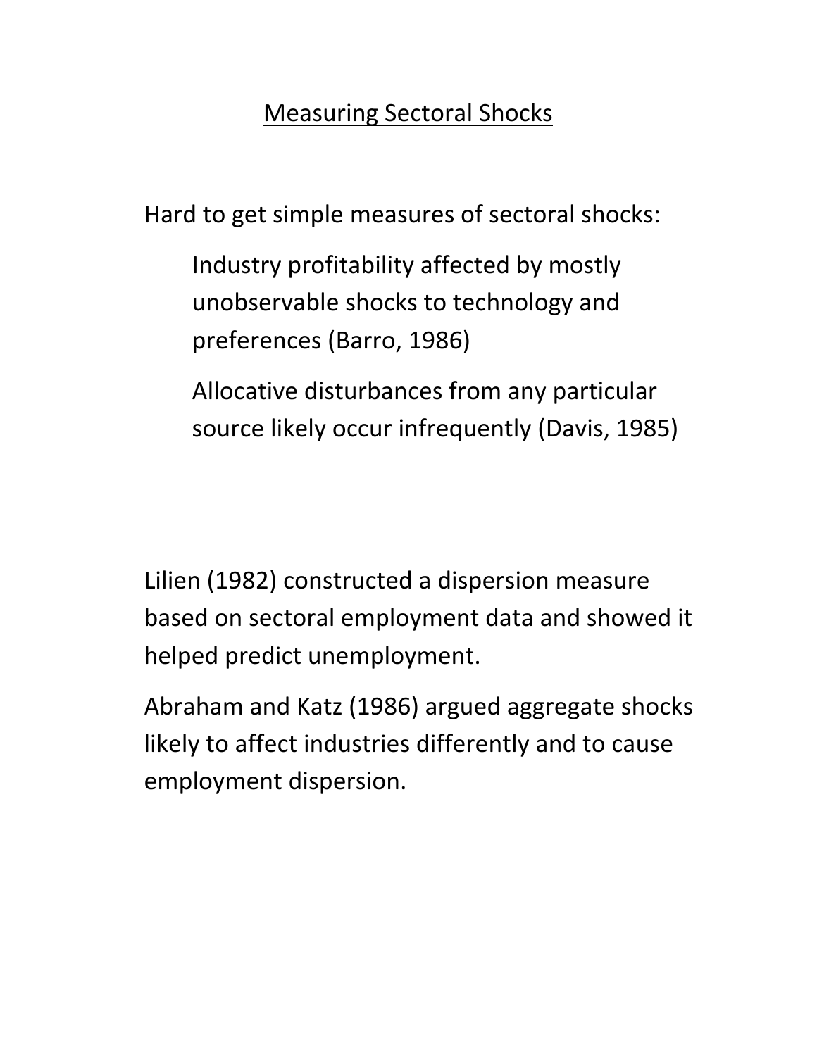# Measuring Sectoral Shocks

Hard to get simple measures of sectoral shocks:

- Industry profitability affected by mostly unobservable shocks to technology and preferences (Barro, 1986)
- Allocative disturbances from any particular source likely occur infrequently (Davis, 1985)

Lilien (1982) constructed a dispersion measure based on sectoral employment data and showed it helped predict unemployment.

Abraham and Katz (1986) argued aggregate shocks likely to affect industries differently and to cause employment dispersion.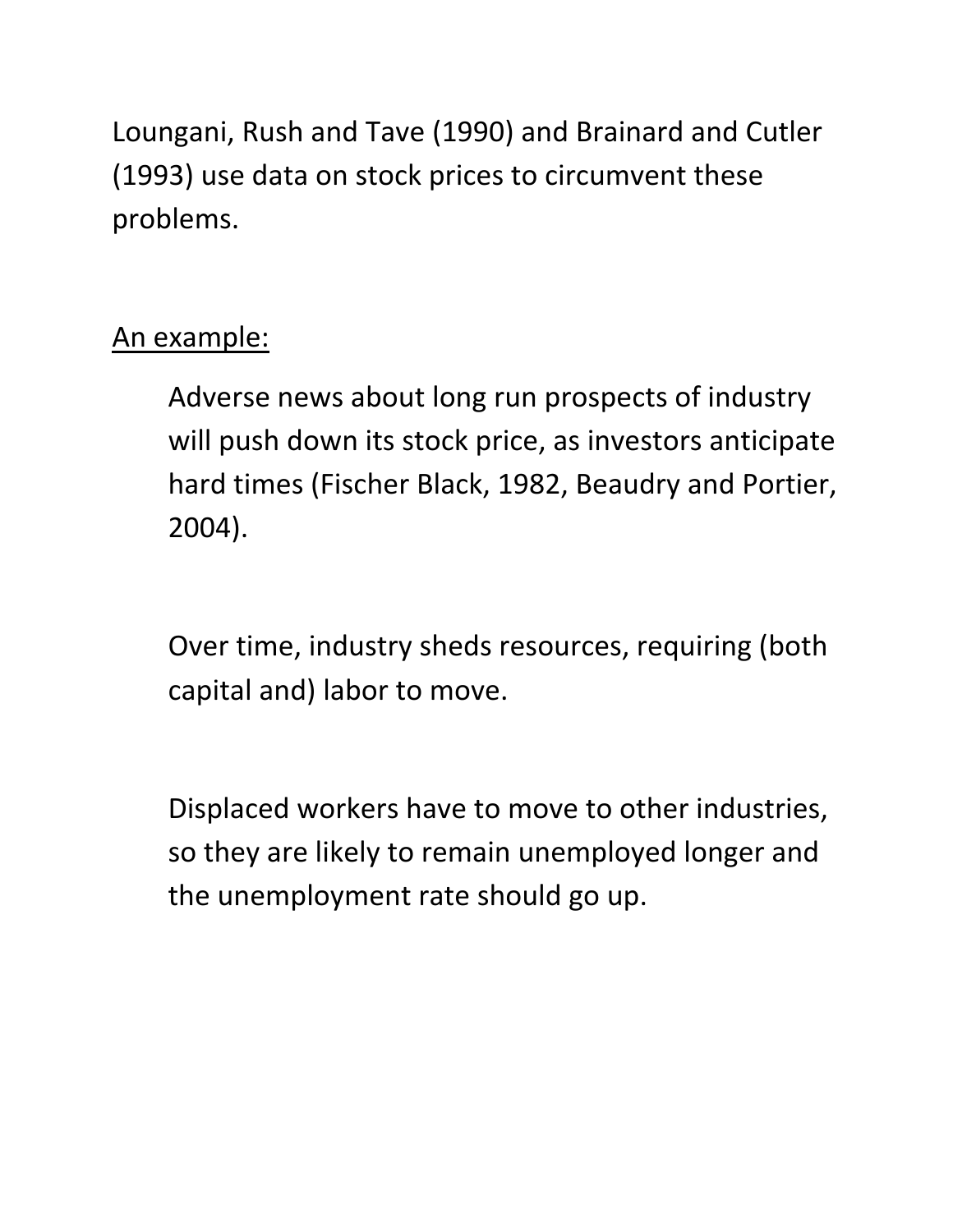Loungani, Rush and Tave (1990) and Brainard and Cutler (1993) use data on stock prices to circumvent these problems.

<u>An example:</u>

> Adverse news about long run prospects of industry will push down its stock price, as investors anticipate hard times (Fischer Black, 1982, Beaudry and Portier, 2004).
>
> Over time, industry sheds resources, requiring (both capital and) labor to move.
>
> Displaced workers have to move to other industries, so they are likely to remain unemployed longer and the unemployment rate should go up.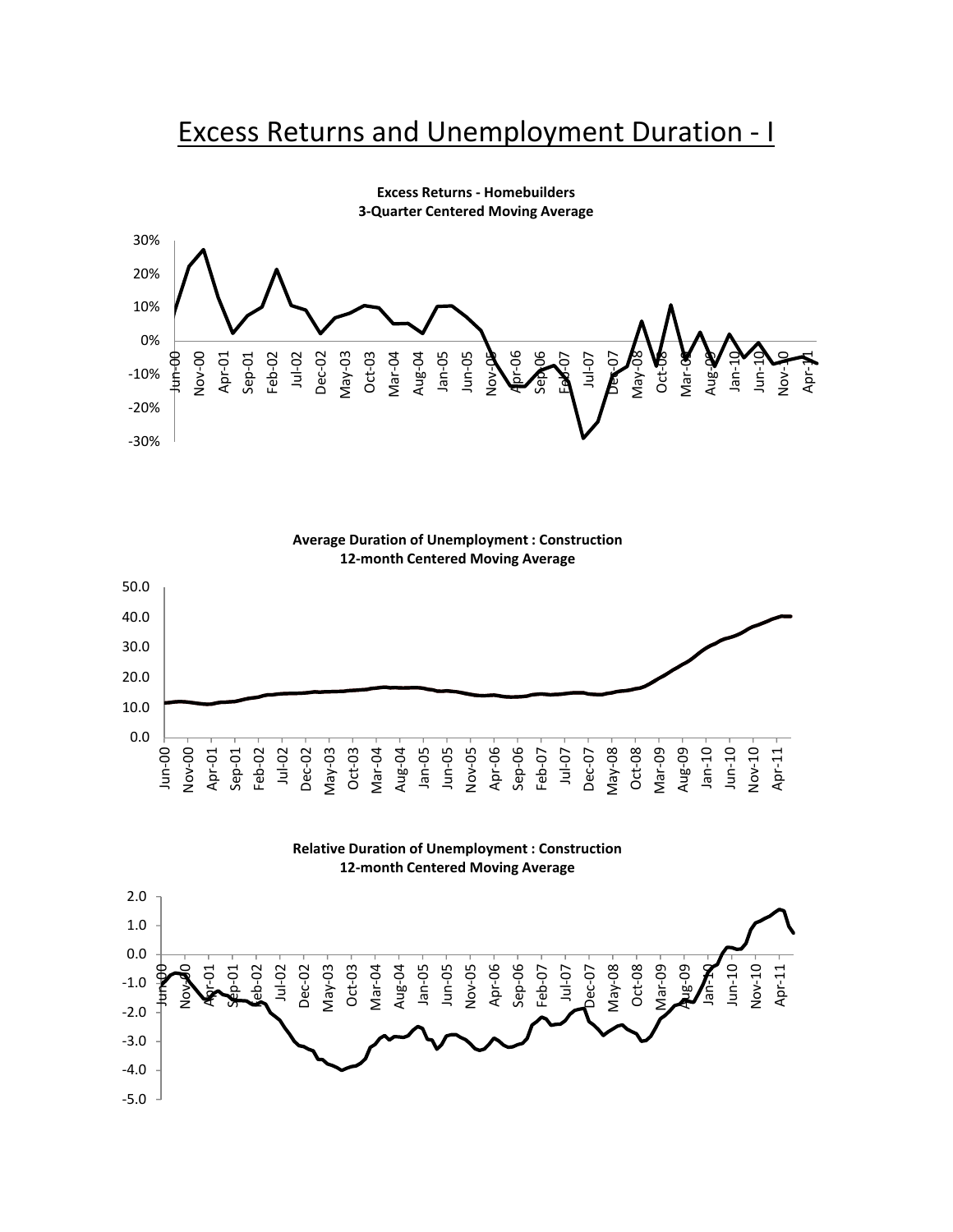# Excess Returns and Unemployment Duration - I

**Excess Returns - Homebuilders**
**3-Quarter Centered Moving Average**

**Average Duration of Unemployment : Construction**
**12-month Centered Moving Average**

**Relative Duration of Unemployment : Construction**
**12-month Centered Moving Average**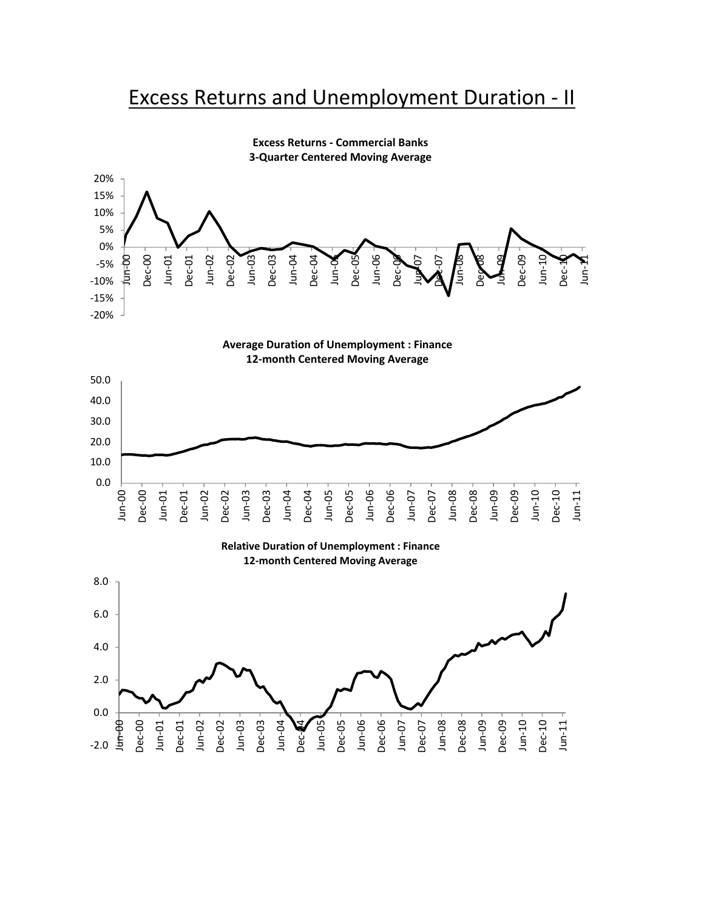# Excess Returns and Unemployment Duration - II

**Excess Returns - Commercial Banks**
**3-Quarter Centered Moving Average**

**Average Duration of Unemployment : Finance**
**12-month Centered Moving Average**

**Relative Duration of Unemployment : Finance**
**12-month Centered Moving Average**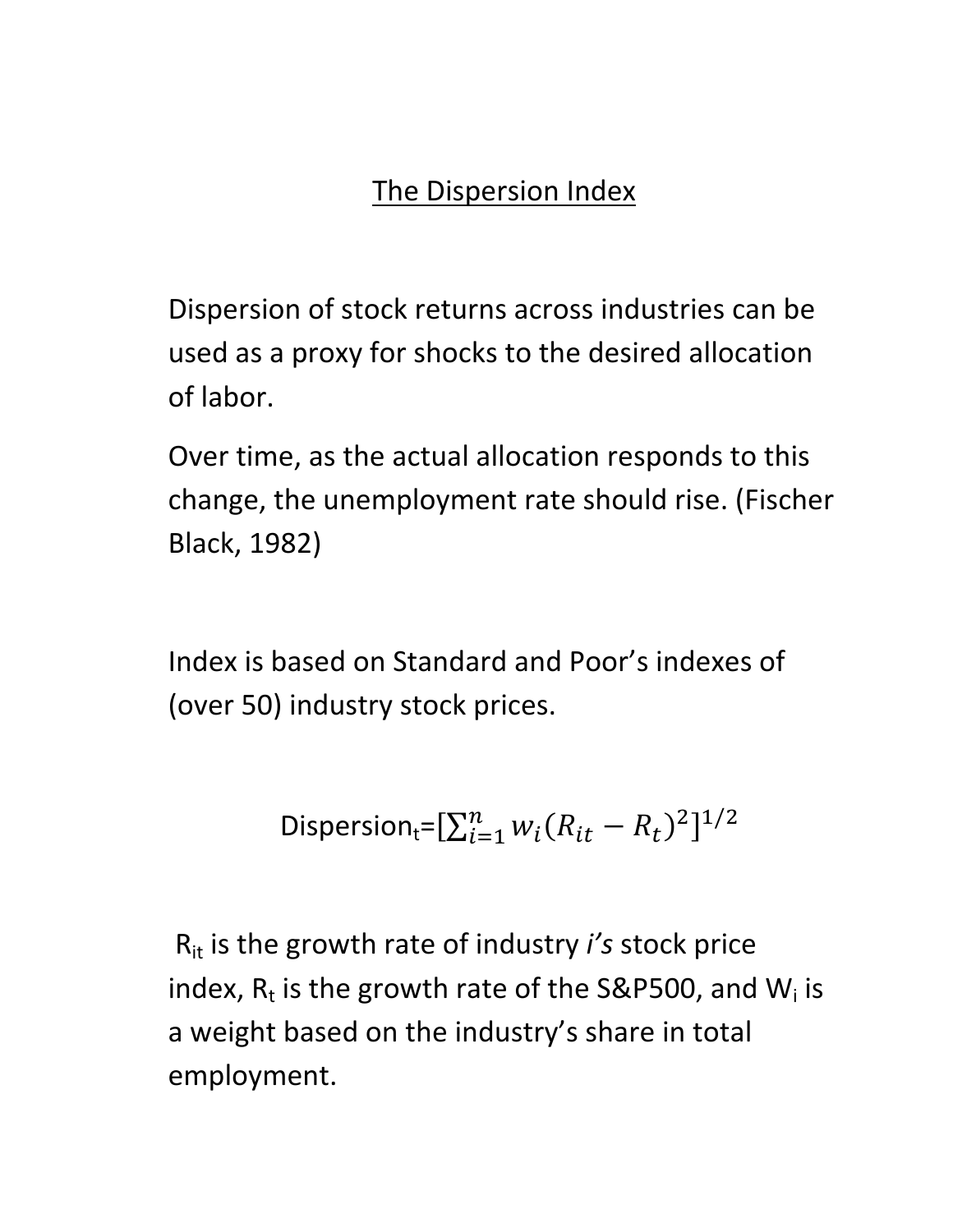# The Dispersion Index

Dispersion of stock returns across industries can be used as a proxy for shocks to the desired allocation of labor.

Over time, as the actual allocation responds to this change, the unemployment rate should rise. (Fischer Black, 1982)

Index is based on Standard and Poor's indexes of (over 50) industry stock prices.

$$\text{Dispersion}_t = \left[\sum_{i=1}^{n} w_i (R_{it} - R_t)^2\right]^{1/2}$$

$R_{it}$ is the growth rate of industry *i's* stock price index, $R_t$ is the growth rate of the S&P500, and $W_i$ is a weight based on the industry's share in total employment.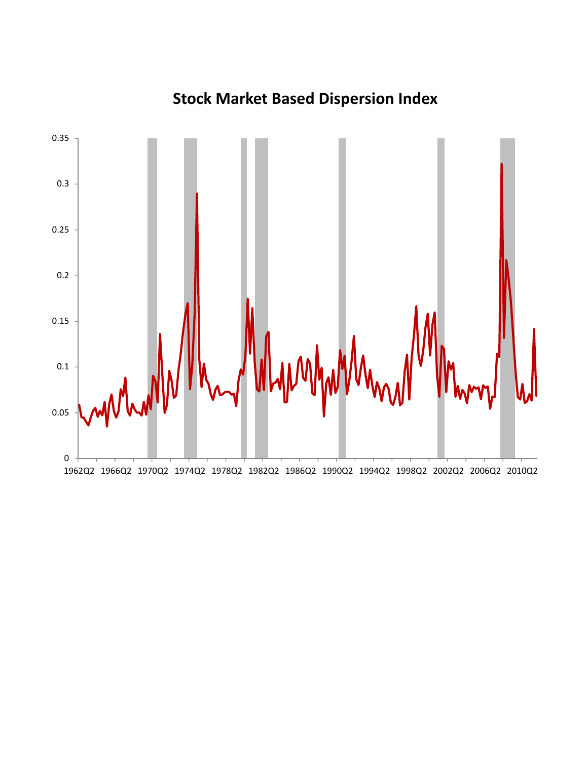# Stock Market Based Dispersion Index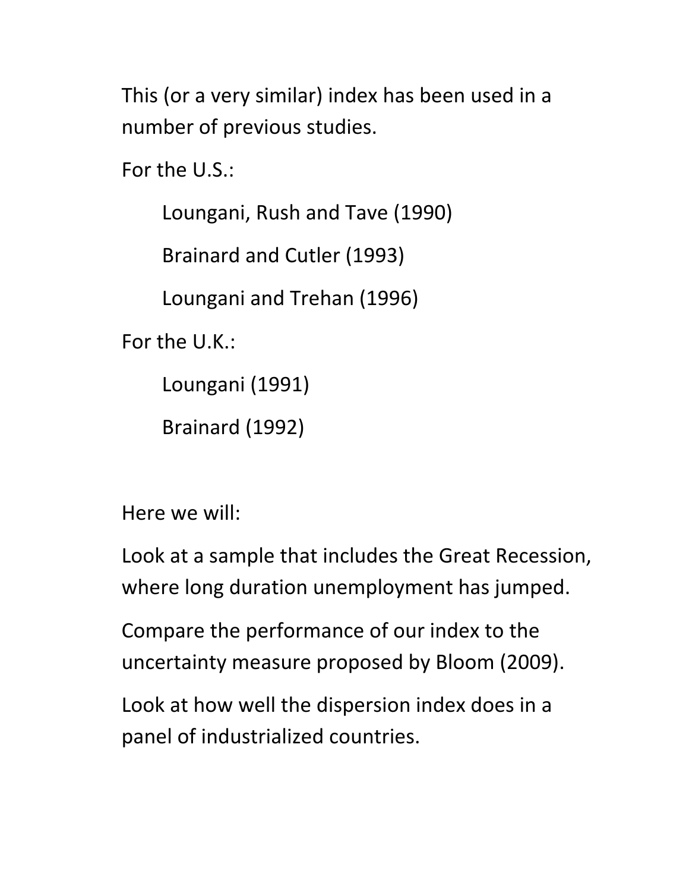This (or a very similar) index has been used in a number of previous studies.

For the U.S.:

- Loungani, Rush and Tave (1990)
- Brainard and Cutler (1993)
- Loungani and Trehan (1996)

For the U.K.:

- Loungani (1991)
- Brainard (1992)

Here we will:

Look at a sample that includes the Great Recession, where long duration unemployment has jumped.

Compare the performance of our index to the uncertainty measure proposed by Bloom (2009).

Look at how well the dispersion index does in a panel of industrialized countries.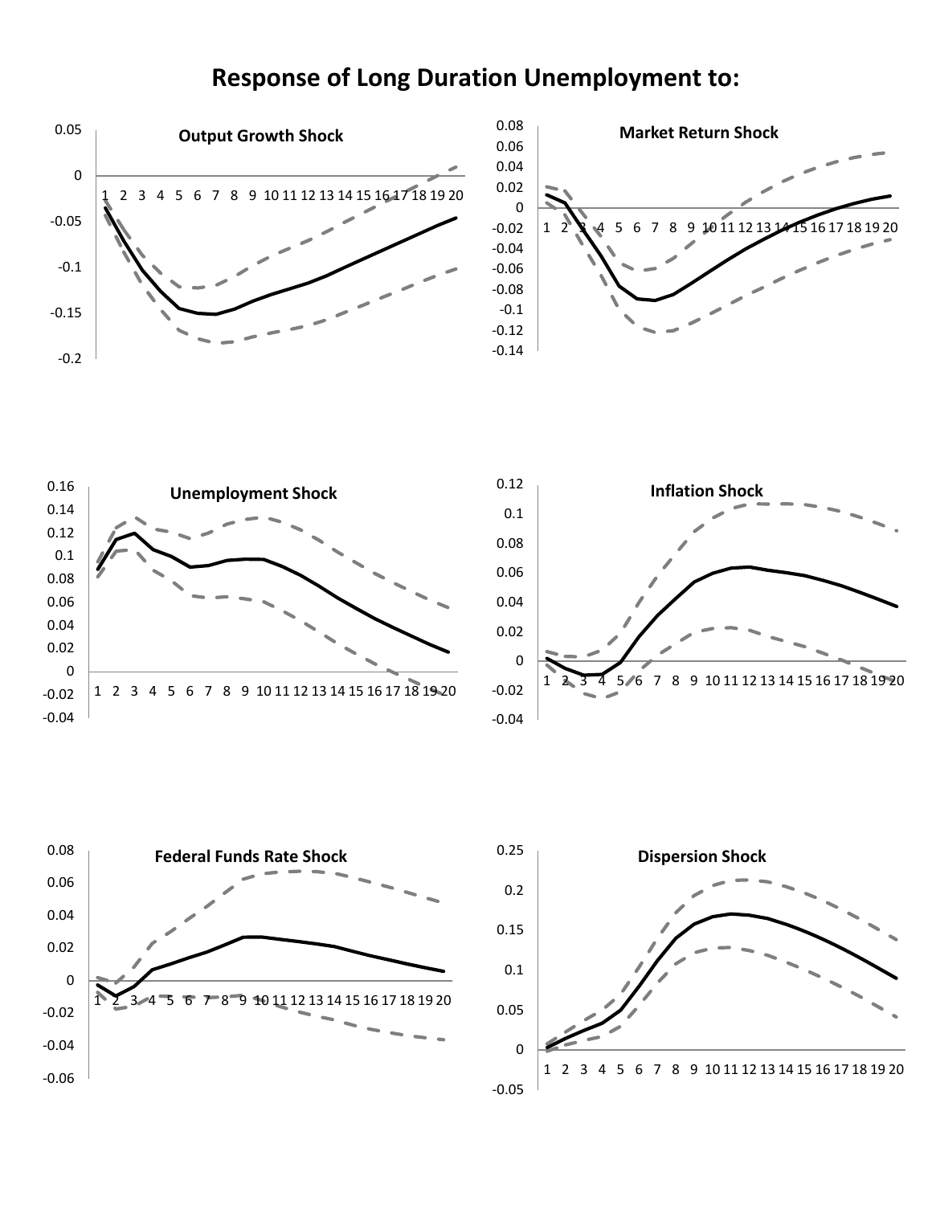# Response of Long Duration Unemployment to:

**Output Growth Shock**

**Market Return Shock**

**Unemployment Shock**

**Inflation Shock**

**Federal Funds Rate Shock**

**Dispersion Shock**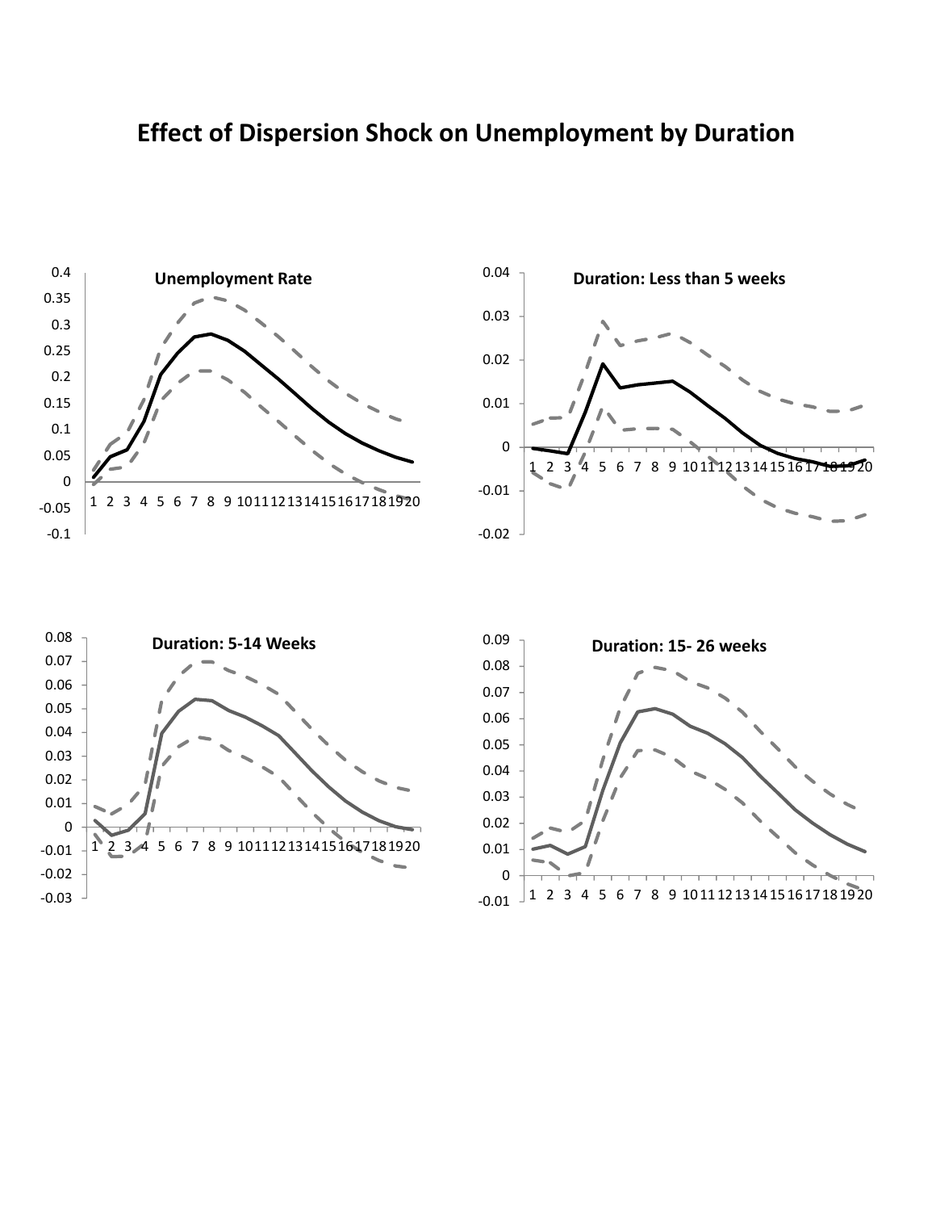# Effect of Dispersion Shock on Unemployment by Duration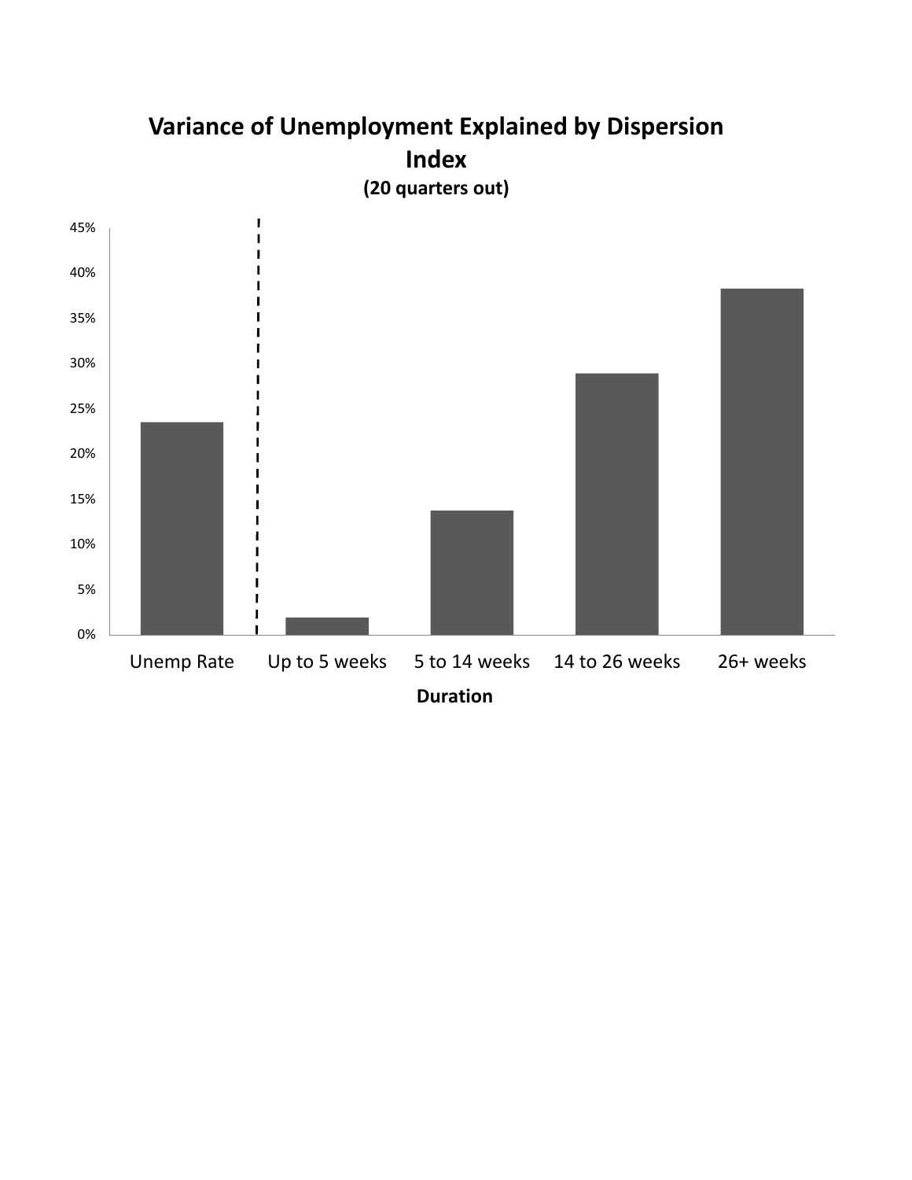**Variance of Unemployment Explained by Dispersion Index**

**(20 quarters out)**

| Duration | Variance Explained |
|---|---|
| Unemp Rate | ~23.5% |
| Up to 5 weeks | ~2% |
| 5 to 14 weeks | ~13.8% |
| 14 to 26 weeks | ~29% |
| 26+ weeks | ~38.3% |

**Duration**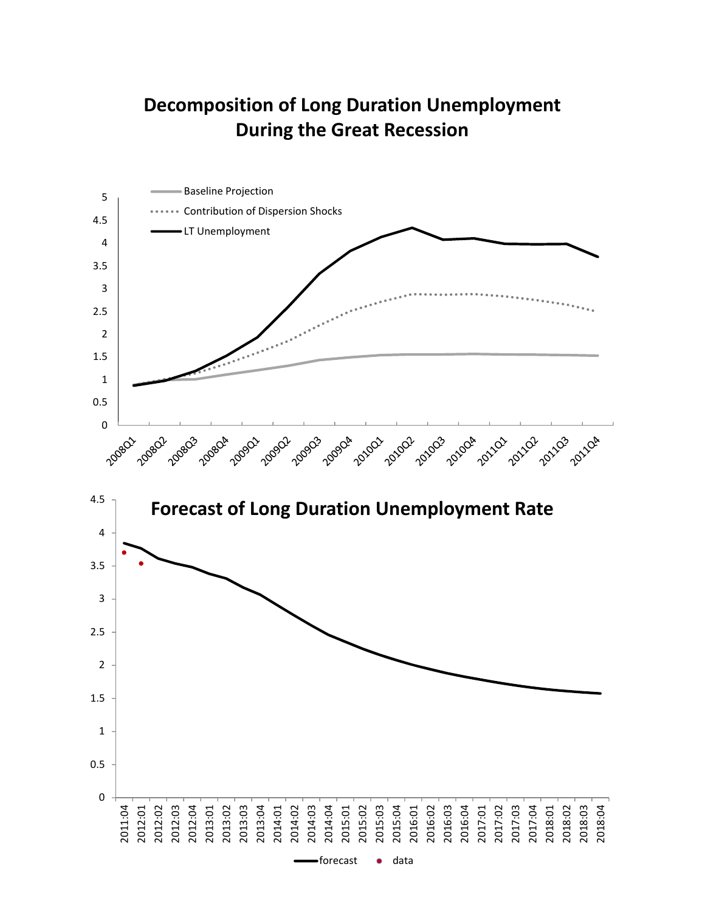# Decomposition of Long Duration Unemployment During the Great Recession

# Forecast of Long Duration Unemployment Rate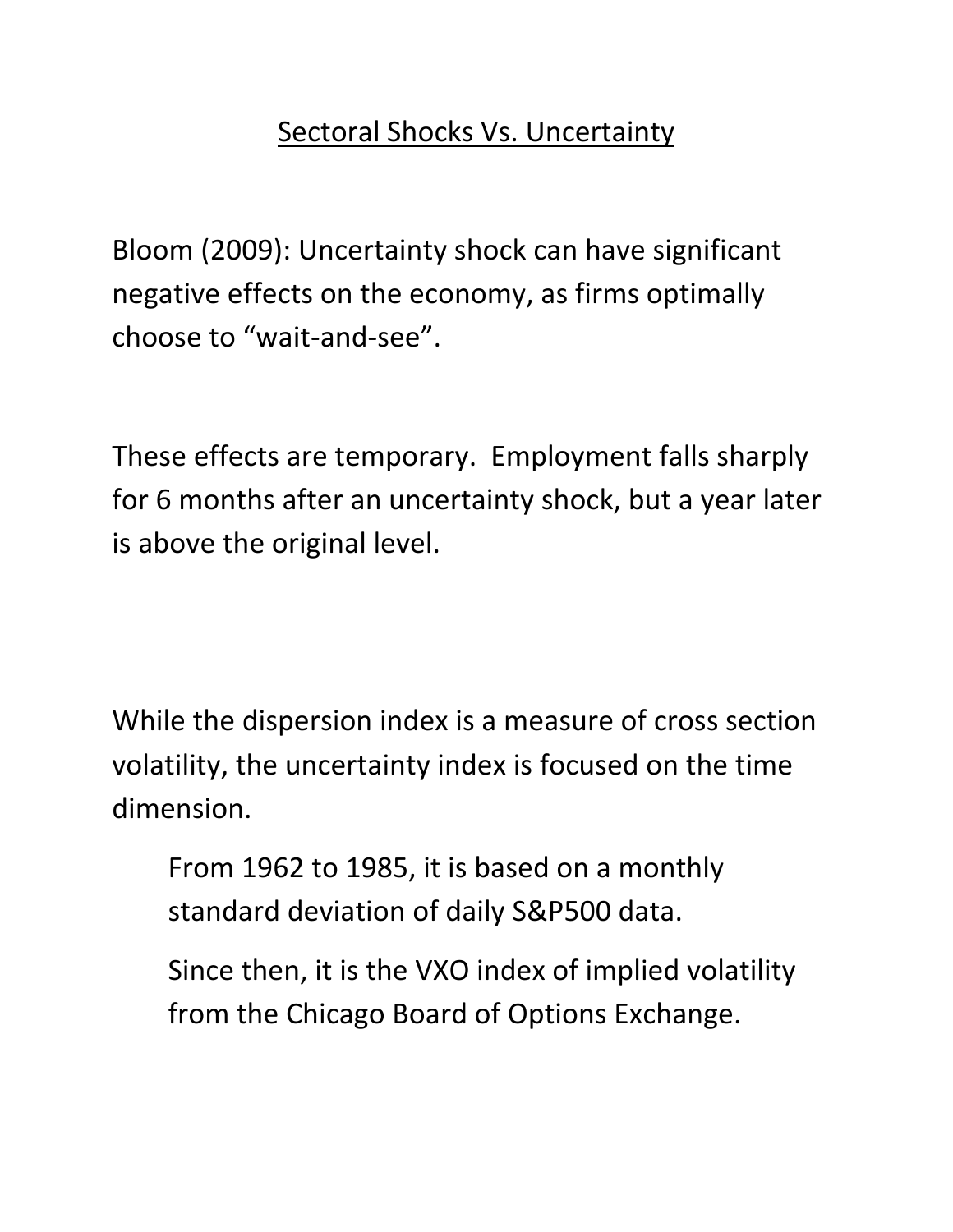# Sectoral Shocks Vs. Uncertainty

Bloom (2009): Uncertainty shock can have significant negative effects on the economy, as firms optimally choose to "wait-and-see".

These effects are temporary. Employment falls sharply for 6 months after an uncertainty shock, but a year later is above the original level.

While the dispersion index is a measure of cross section volatility, the uncertainty index is focused on the time dimension.

> From 1962 to 1985, it is based on a monthly standard deviation of daily S&P500 data.
>
> Since then, it is the VXO index of implied volatility from the Chicago Board of Options Exchange.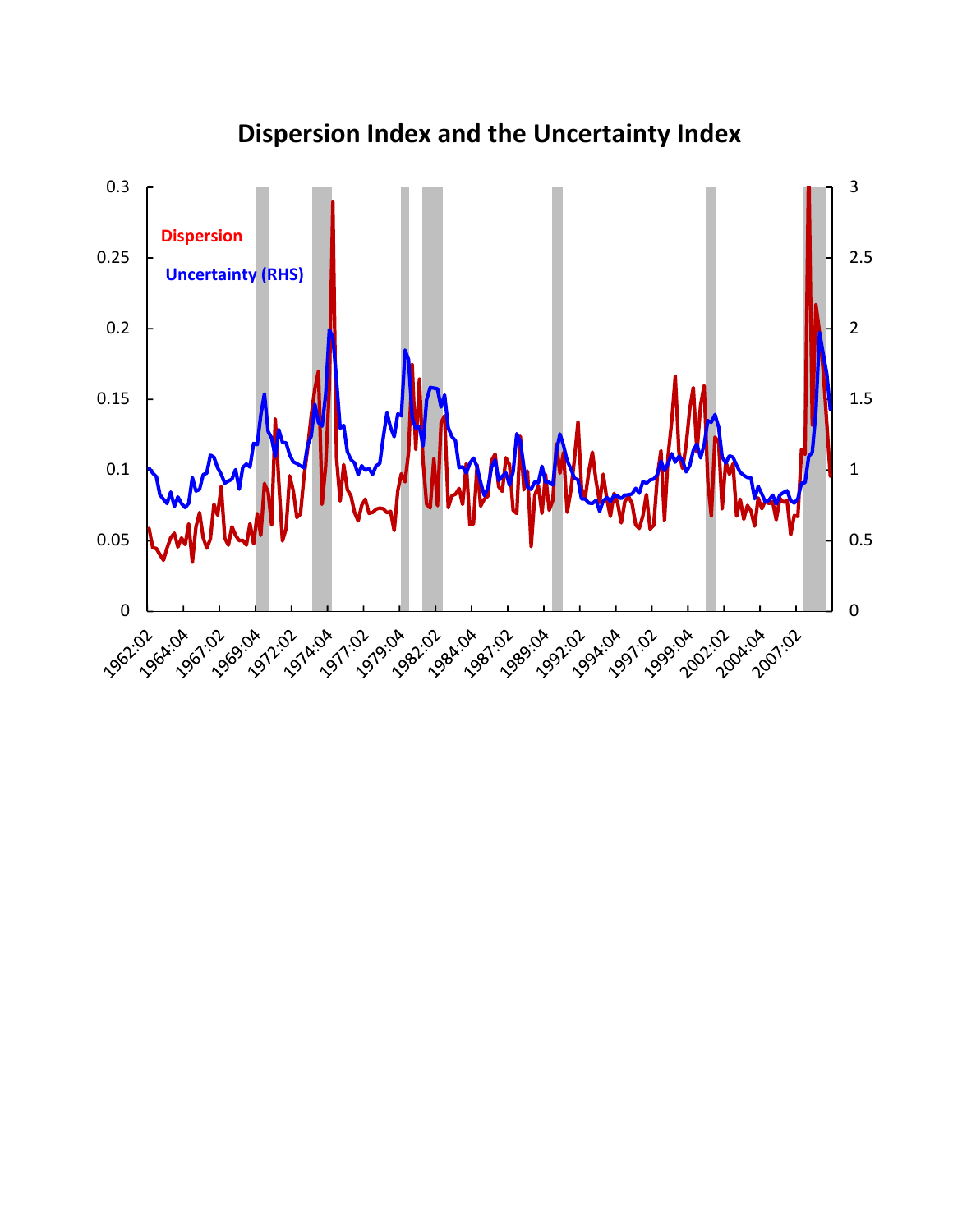# Dispersion Index and the Uncertainty Index

Dispersion

Uncertainty (RHS)

0.3
0.25
0.2
0.15
0.1
0.05
0

3
2.5
2
1.5
1
0.5
0

1962:02 1964:04 1967:02 1969:04 1972:02 1974:04 1977:02 1979:04 1982:02 1984:04 1987:02 1989:04 1992:02 1994:04 1997:02 1999:04 2002:02 2004:04 2007:02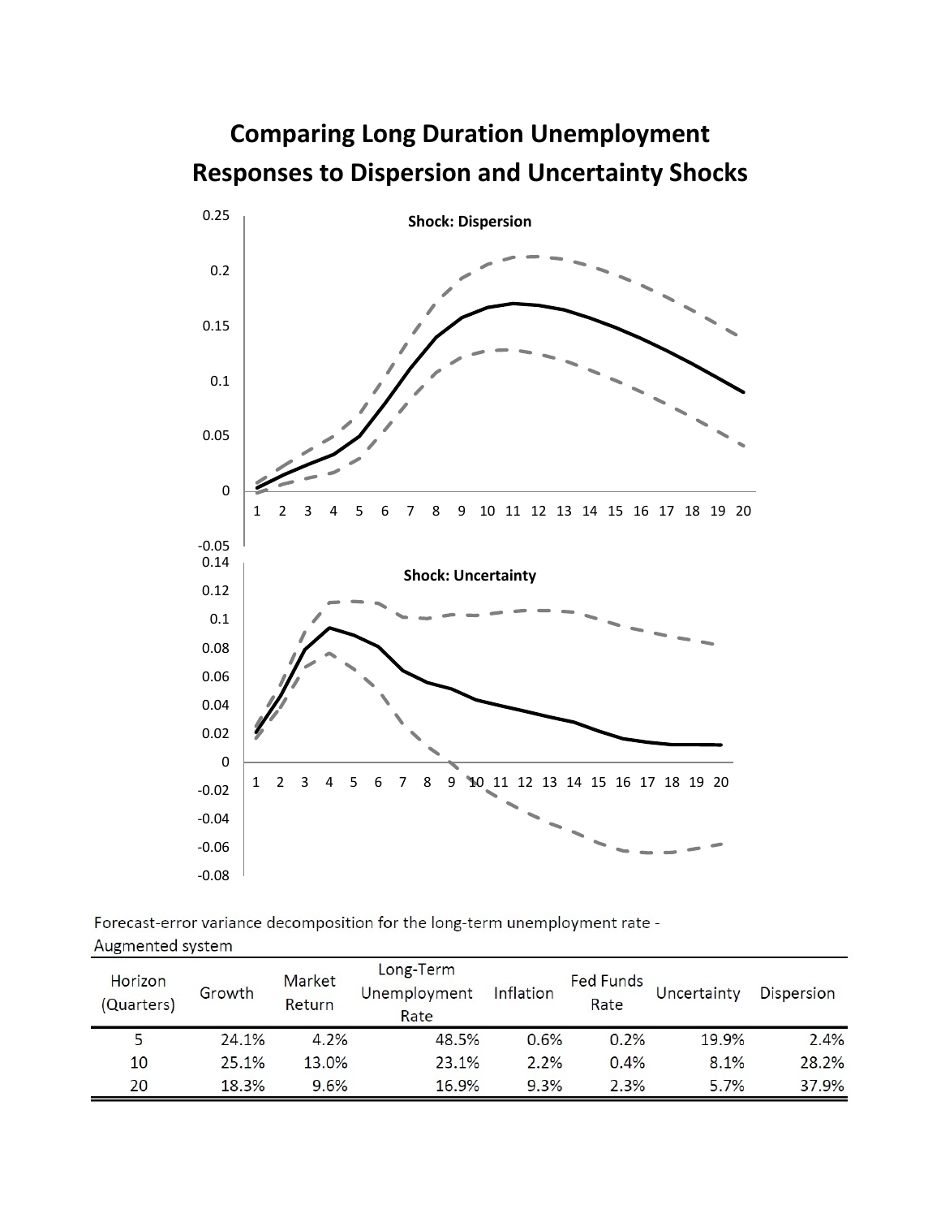## Comparing Long Duration Unemployment Responses to Dispersion and Uncertainty Shocks

Forecast-error variance decomposition for the long-term unemployment rate - Augmented system

| Horizon (Quarters) | Growth | Market Return | Long-Term Unemployment Rate | Inflation | Fed Funds Rate | Uncertainty | Dispersion |
|---|---|---|---|---|---|---|---|
| 5 | 24.1% | 4.2% | 48.5% | 0.6% | 0.2% | 19.9% | 2.4% |
| 10 | 25.1% | 13.0% | 23.1% | 2.2% | 0.4% | 8.1% | 28.2% |
| 20 | 18.3% | 9.6% | 16.9% | 9.3% | 2.3% | 5.7% | 37.9% |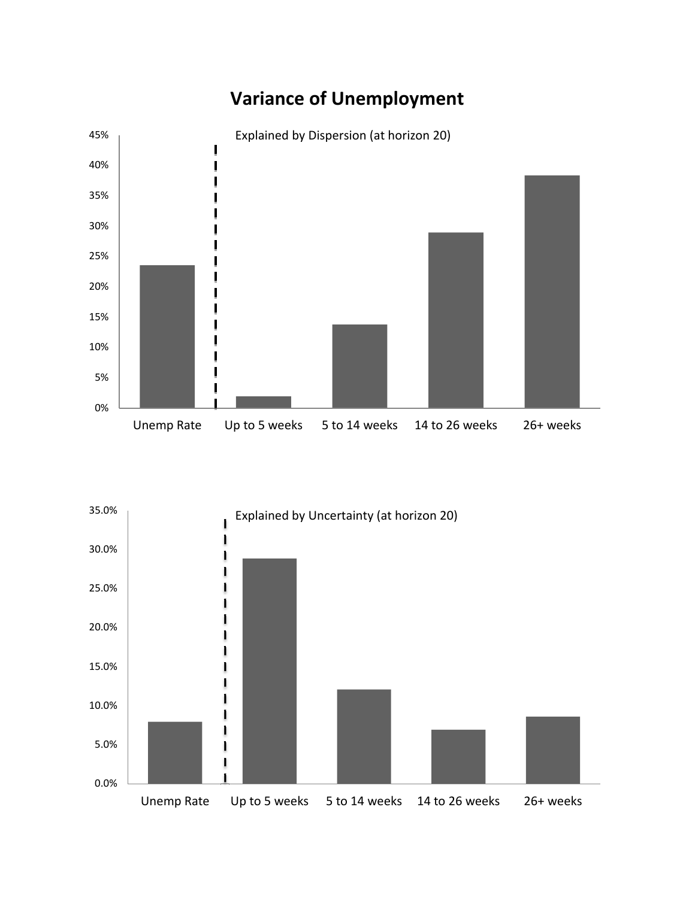# Variance of Unemployment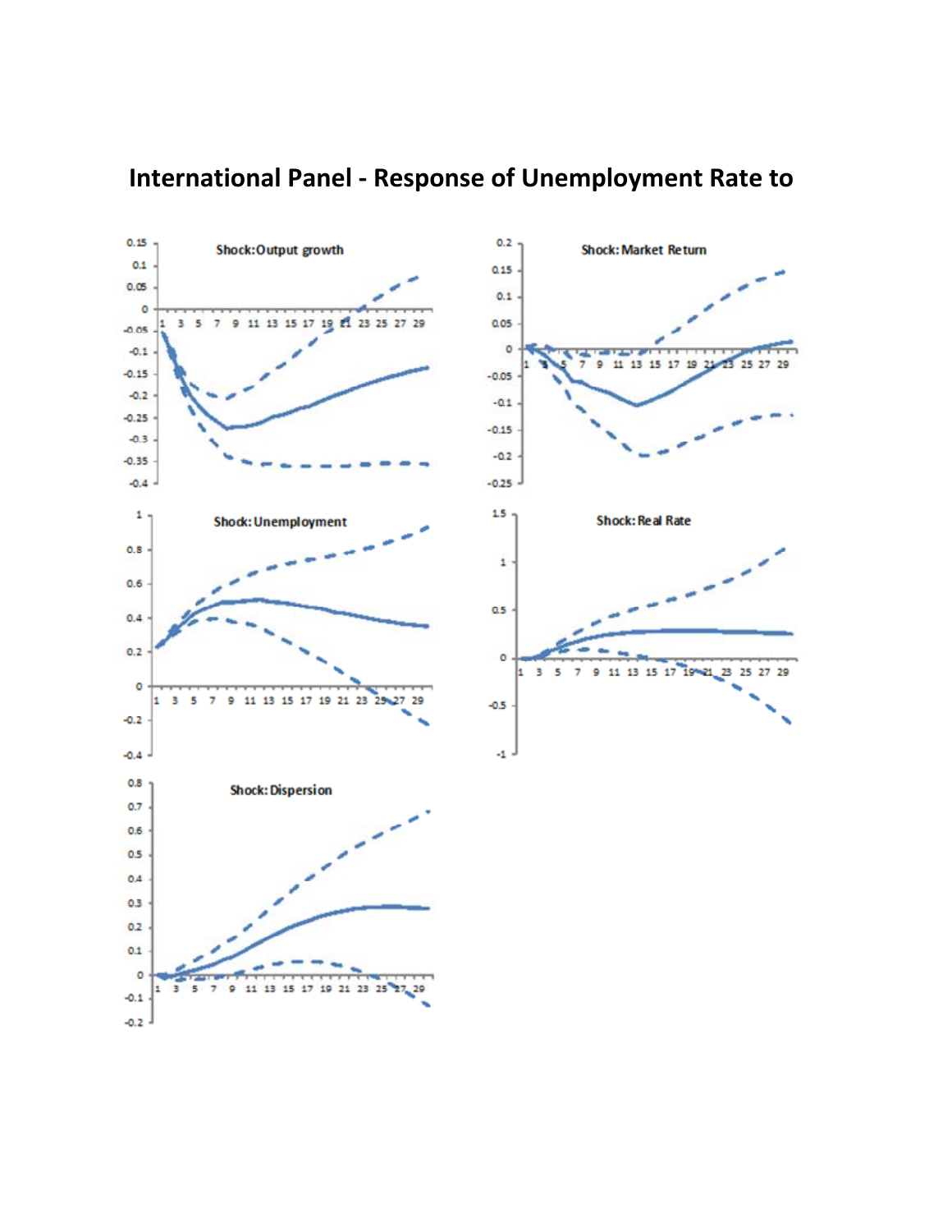# International Panel - Response of Unemployment Rate to

Shock: Output growth

Shock: Market Return

Shock: Unemployment

Shock: Real Rate

Shock: Dispersion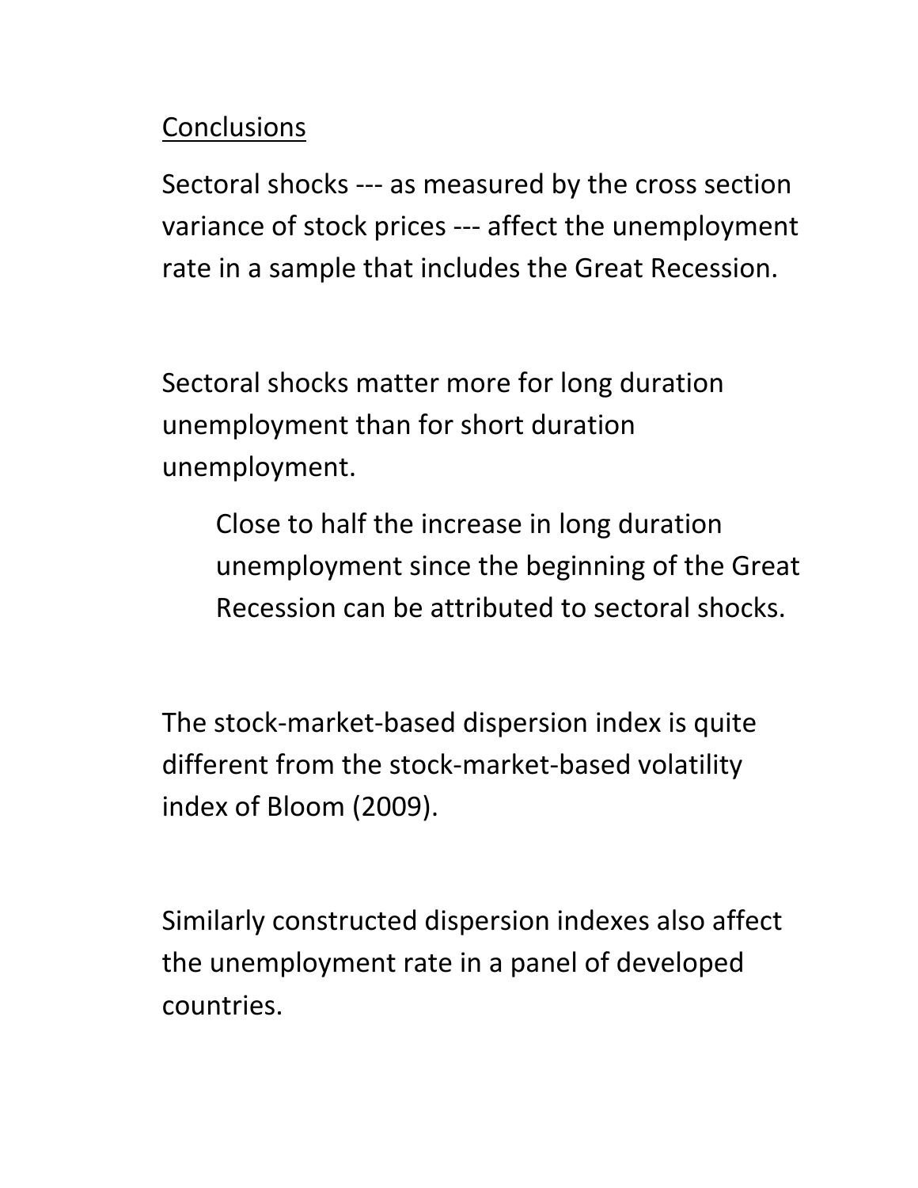## Conclusions

Sectoral shocks --- as measured by the cross section variance of stock prices --- affect the unemployment rate in a sample that includes the Great Recession.

Sectoral shocks matter more for long duration unemployment than for short duration unemployment.

> Close to half the increase in long duration unemployment since the beginning of the Great Recession can be attributed to sectoral shocks.

The stock-market-based dispersion index is quite different from the stock-market-based volatility index of Bloom (2009).

Similarly constructed dispersion indexes also affect the unemployment rate in a panel of developed countries.